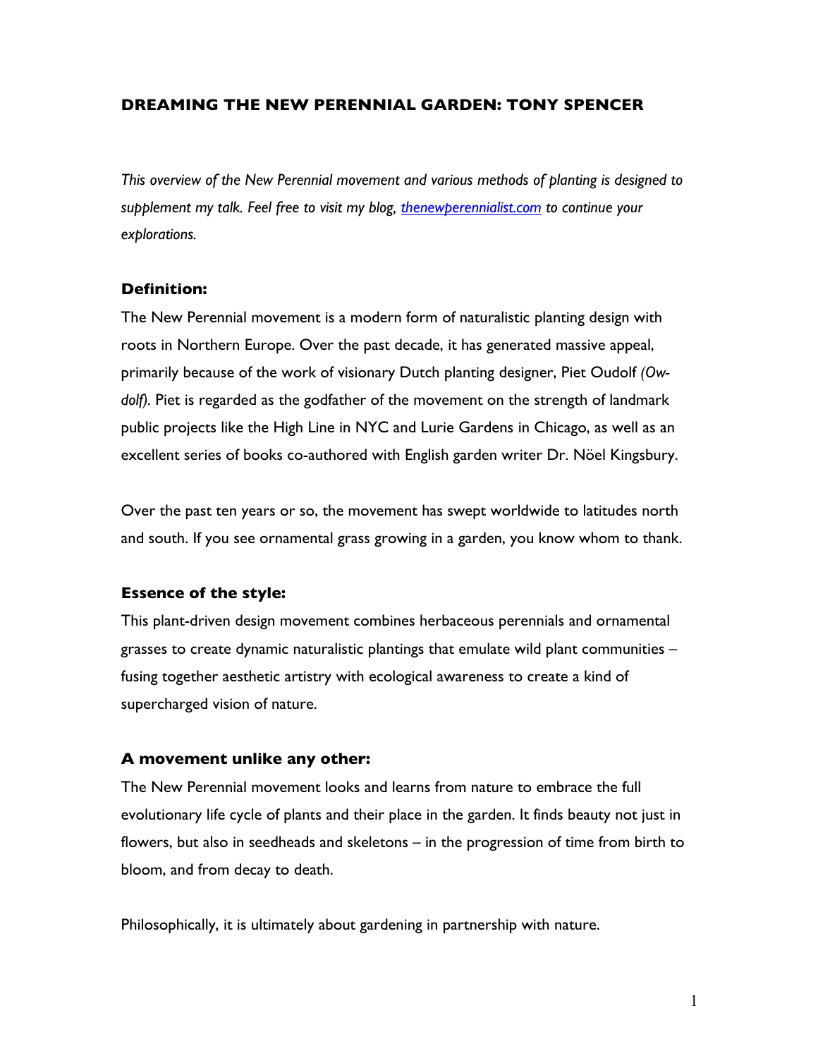# DREAMING THE NEW PERENNIAL GARDEN: TONY SPENCER

*This overview of the New Perennial movement and various methods of planting is designed to supplement my talk. Feel free to visit my blog, [thenewperennialist.com](thenewperennialist.com) to continue your explorations.*

### Definition:

The New Perennial movement is a modern form of naturalistic planting design with roots in Northern Europe. Over the past decade, it has generated massive appeal, primarily because of the work of visionary Dutch planting designer, Piet Oudolf *(Ow-dolf)*. Piet is regarded as the godfather of the movement on the strength of landmark public projects like the High Line in NYC and Lurie Gardens in Chicago, as well as an excellent series of books co-authored with English garden writer Dr. Nöel Kingsbury.

Over the past ten years or so, the movement has swept worldwide to latitudes north and south. If you see ornamental grass growing in a garden, you know whom to thank.

### Essence of the style:

This plant-driven design movement combines herbaceous perennials and ornamental grasses to create dynamic naturalistic plantings that emulate wild plant communities – fusing together aesthetic artistry with ecological awareness to create a kind of supercharged vision of nature.

### A movement unlike any other:

The New Perennial movement looks and learns from nature to embrace the full evolutionary life cycle of plants and their place in the garden. It finds beauty not just in flowers, but also in seedheads and skeletons – in the progression of time from birth to bloom, and from decay to death.

Philosophically, it is ultimately about gardening in partnership with nature.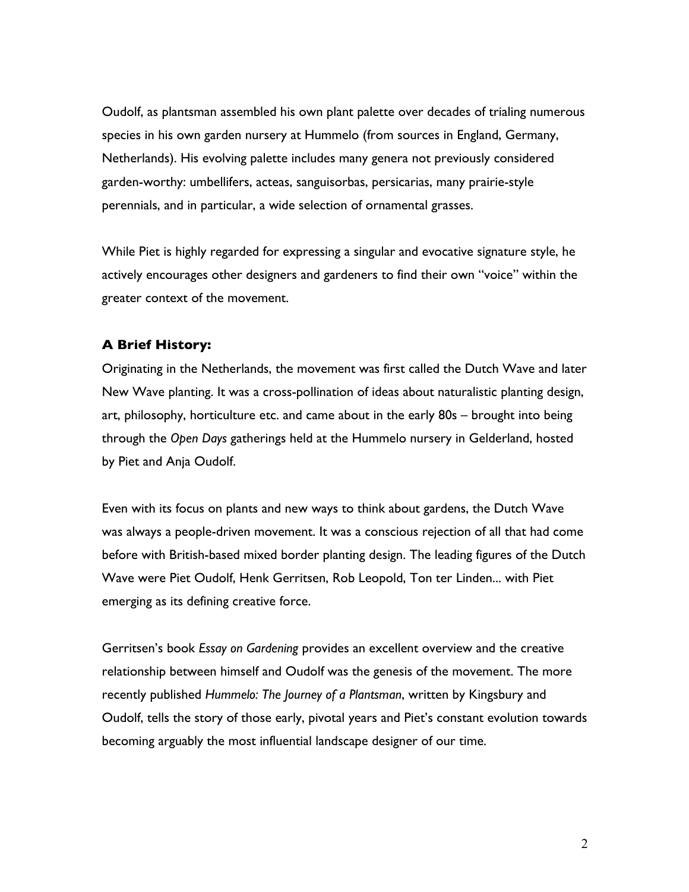Oudolf, as plantsman assembled his own plant palette over decades of trialing numerous species in his own garden nursery at Hummelo (from sources in England, Germany, Netherlands). His evolving palette includes many genera not previously considered garden-worthy: umbellifers, acteas, sanguisorbas, persicarias, many prairie-style perennials, and in particular, a wide selection of ornamental grasses.

While Piet is highly regarded for expressing a singular and evocative signature style, he actively encourages other designers and gardeners to find their own "voice" within the greater context of the movement.

### A Brief History:

Originating in the Netherlands, the movement was first called the Dutch Wave and later New Wave planting. It was a cross-pollination of ideas about naturalistic planting design, art, philosophy, horticulture etc. and came about in the early 80s – brought into being through the *Open Days* gatherings held at the Hummelo nursery in Gelderland, hosted by Piet and Anja Oudolf.

Even with its focus on plants and new ways to think about gardens, the Dutch Wave was always a people-driven movement. It was a conscious rejection of all that had come before with British-based mixed border planting design. The leading figures of the Dutch Wave were Piet Oudolf, Henk Gerritsen, Rob Leopold, Ton ter Linden... with Piet emerging as its defining creative force.

Gerritsen's book *Essay on Gardening* provides an excellent overview and the creative relationship between himself and Oudolf was the genesis of the movement. The more recently published *Hummelo: The Journey of a Plantsman*, written by Kingsbury and Oudolf, tells the story of those early, pivotal years and Piet's constant evolution towards becoming arguably the most influential landscape designer of our time.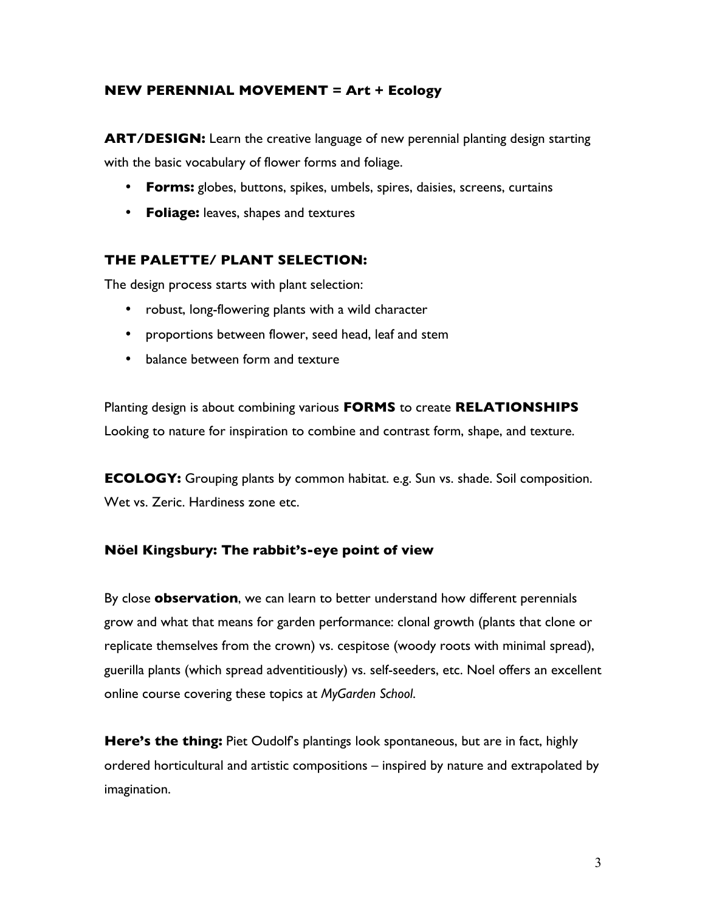## NEW PERENNIAL MOVEMENT = Art + Ecology

**ART/DESIGN:** Learn the creative language of new perennial planting design starting with the basic vocabulary of flower forms and foliage.

- **Forms:** globes, buttons, spikes, umbels, spires, daisies, screens, curtains
- **Foliage:** leaves, shapes and textures

## THE PALETTE/ PLANT SELECTION:

The design process starts with plant selection:

- robust, long-flowering plants with a wild character
- proportions between flower, seed head, leaf and stem
- balance between form and texture

Planting design is about combining various **FORMS** to create **RELATIONSHIPS** Looking to nature for inspiration to combine and contrast form, shape, and texture.

**ECOLOGY:** Grouping plants by common habitat. e.g. Sun vs. shade. Soil composition. Wet vs. Zeric. Hardiness zone etc.

## Nöel Kingsbury: The rabbit's-eye point of view

By close **observation**, we can learn to better understand how different perennials grow and what that means for garden performance: clonal growth (plants that clone or replicate themselves from the crown) vs. cespitose (woody roots with minimal spread), guerilla plants (which spread adventitiously) vs. self-seeders, etc. Noel offers an excellent online course covering these topics at *MyGarden School*.

**Here's the thing:** Piet Oudolf's plantings look spontaneous, but are in fact, highly ordered horticultural and artistic compositions – inspired by nature and extrapolated by imagination.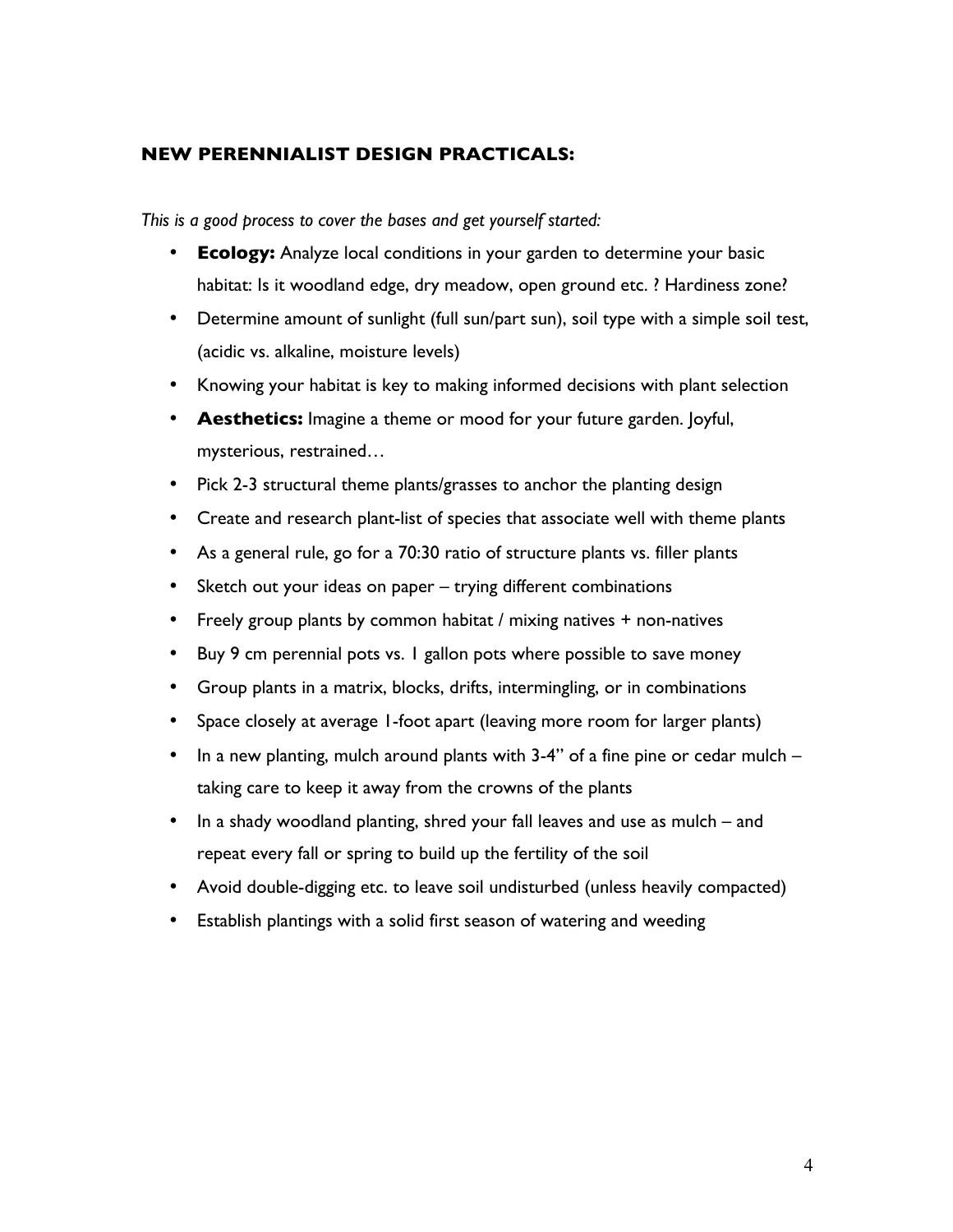## NEW PERENNIALIST DESIGN PRACTICALS:

*This is a good process to cover the bases and get yourself started:*

- **Ecology:** Analyze local conditions in your garden to determine your basic habitat: Is it woodland edge, dry meadow, open ground etc. ? Hardiness zone?
- Determine amount of sunlight (full sun/part sun), soil type with a simple soil test, (acidic vs. alkaline, moisture levels)
- Knowing your habitat is key to making informed decisions with plant selection
- **Aesthetics:** Imagine a theme or mood for your future garden. Joyful, mysterious, restrained…
- Pick 2-3 structural theme plants/grasses to anchor the planting design
- Create and research plant-list of species that associate well with theme plants
- As a general rule, go for a 70:30 ratio of structure plants vs. filler plants
- Sketch out your ideas on paper – trying different combinations
- Freely group plants by common habitat / mixing natives + non-natives
- Buy 9 cm perennial pots vs. 1 gallon pots where possible to save money
- Group plants in a matrix, blocks, drifts, intermingling, or in combinations
- Space closely at average 1-foot apart (leaving more room for larger plants)
- In a new planting, mulch around plants with 3-4" of a fine pine or cedar mulch – taking care to keep it away from the crowns of the plants
- In a shady woodland planting, shred your fall leaves and use as mulch – and repeat every fall or spring to build up the fertility of the soil
- Avoid double-digging etc. to leave soil undisturbed (unless heavily compacted)
- Establish plantings with a solid first season of watering and weeding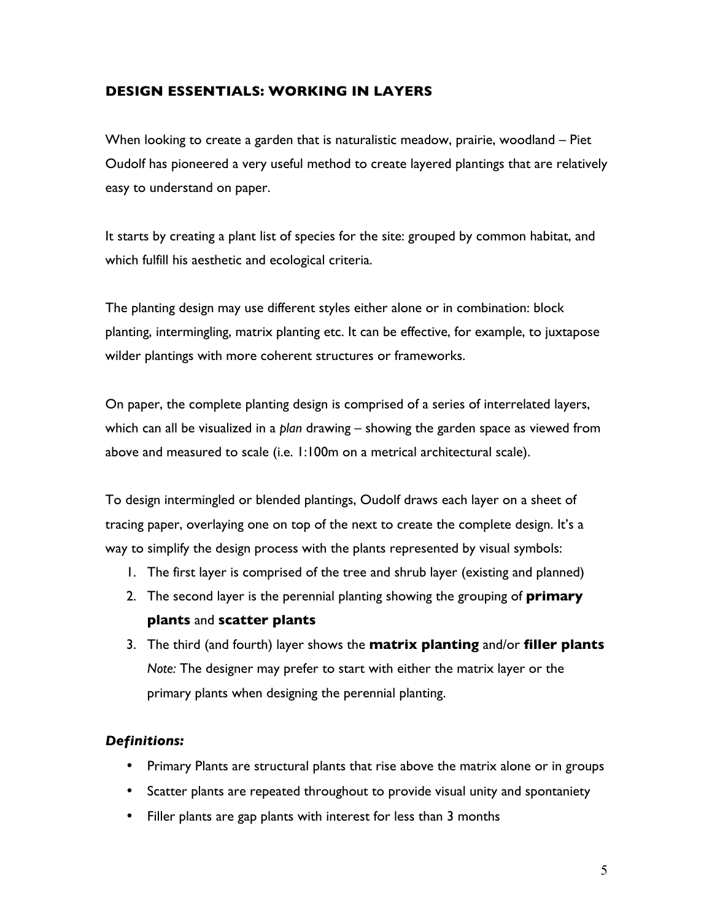## DESIGN ESSENTIALS: WORKING IN LAYERS

When looking to create a garden that is naturalistic meadow, prairie, woodland – Piet Oudolf has pioneered a very useful method to create layered plantings that are relatively easy to understand on paper.

It starts by creating a plant list of species for the site: grouped by common habitat, and which fulfill his aesthetic and ecological criteria.

The planting design may use different styles either alone or in combination: block planting, intermingling, matrix planting etc. It can be effective, for example, to juxtapose wilder plantings with more coherent structures or frameworks.

On paper, the complete planting design is comprised of a series of interrelated layers, which can all be visualized in a *plan* drawing – showing the garden space as viewed from above and measured to scale (i.e. 1:100m on a metrical architectural scale).

To design intermingled or blended plantings, Oudolf draws each layer on a sheet of tracing paper, overlaying one on top of the next to create the complete design. It's a way to simplify the design process with the plants represented by visual symbols:

1. The first layer is comprised of the tree and shrub layer (existing and planned)
2. The second layer is the perennial planting showing the grouping of **primary plants** and **scatter plants**
3. The third (and fourth) layer shows the **matrix planting** and/or **filler plants**
   *Note:* The designer may prefer to start with either the matrix layer or the primary plants when designing the perennial planting.

### *Definitions:*

- Primary Plants are structural plants that rise above the matrix alone or in groups
- Scatter plants are repeated throughout to provide visual unity and spontaniety
- Filler plants are gap plants with interest for less than 3 months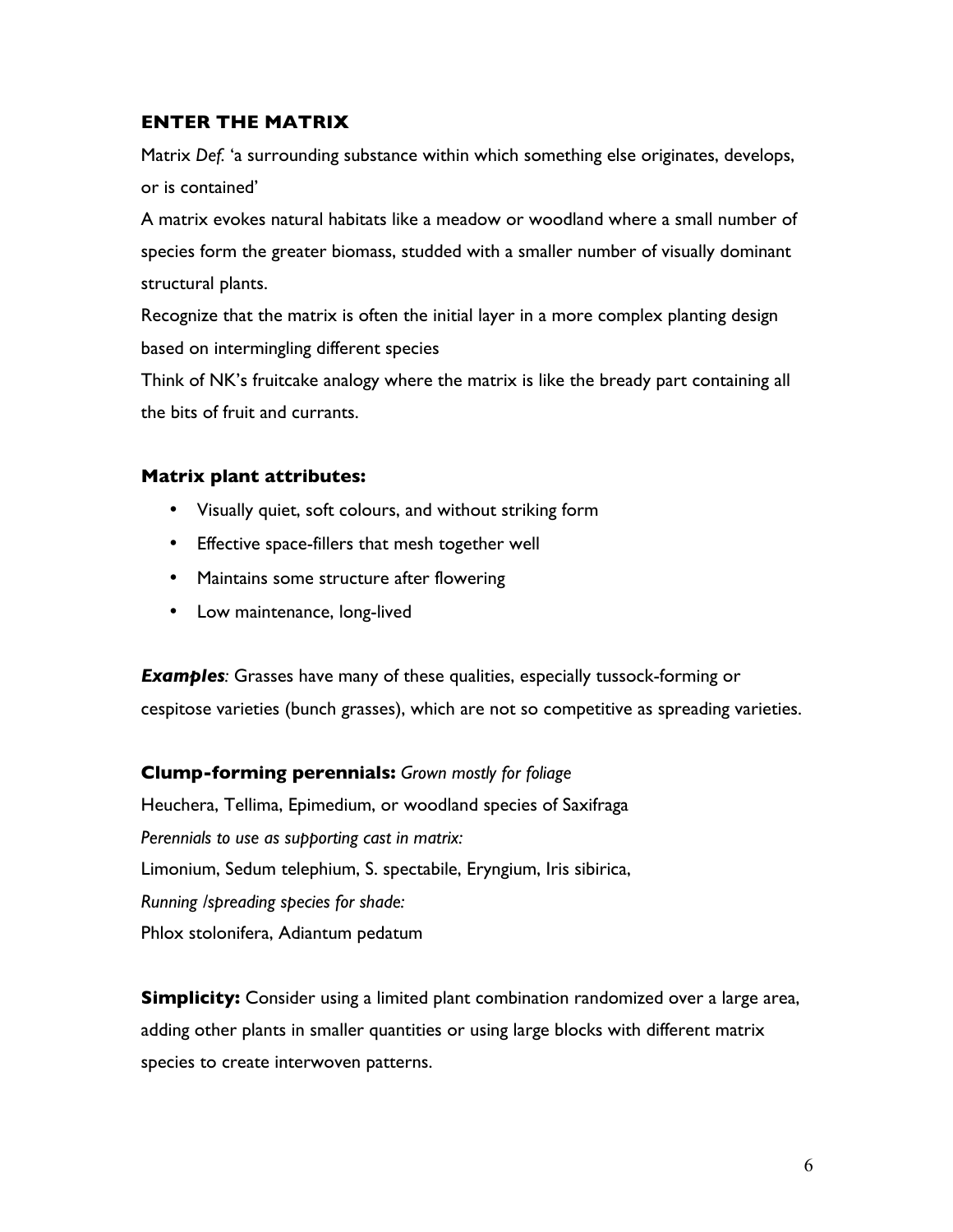## ENTER THE MATRIX

Matrix *Def.* 'a surrounding substance within which something else originates, develops, or is contained'

A matrix evokes natural habitats like a meadow or woodland where a small number of species form the greater biomass, studded with a smaller number of visually dominant structural plants.

Recognize that the matrix is often the initial layer in a more complex planting design based on intermingling different species

Think of NK's fruitcake analogy where the matrix is like the bready part containing all the bits of fruit and currants.

### Matrix plant attributes:

- Visually quiet, soft colours, and without striking form
- Effective space-fillers that mesh together well
- Maintains some structure after flowering
- Low maintenance, long-lived

***Examples**:* Grasses have many of these qualities, especially tussock-forming or cespitose varieties (bunch grasses), which are not so competitive as spreading varieties.

**Clump-forming perennials:** *Grown mostly for foliage*

Heuchera, Tellima, Epimedium, or woodland species of Saxifraga

*Perennials to use as supporting cast in matrix:*

Limonium, Sedum telephium, S. spectabile, Eryngium, Iris sibirica,

*Running /spreading species for shade:*

Phlox stolonifera, Adiantum pedatum

**Simplicity:** Consider using a limited plant combination randomized over a large area, adding other plants in smaller quantities or using large blocks with different matrix species to create interwoven patterns.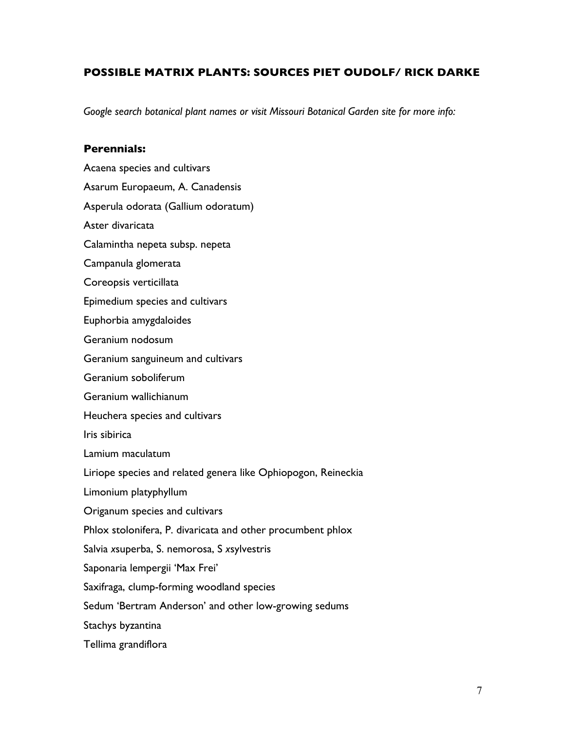## POSSIBLE MATRIX PLANTS: SOURCES PIET OUDOLF/ RICK DARKE

*Google search botanical plant names or visit Missouri Botanical Garden site for more info:*

### Perennials:

Acaena species and cultivars

Asarum Europaeum, A. Canadensis

Asperula odorata (Gallium odoratum)

Aster divaricata

Calamintha nepeta subsp. nepeta

Campanula glomerata

Coreopsis verticillata

Epimedium species and cultivars

Euphorbia amygdaloides

Geranium nodosum

Geranium sanguineum and cultivars

Geranium soboliferum

Geranium wallichianum

Heuchera species and cultivars

Iris sibirica

Lamium maculatum

Liriope species and related genera like Ophiopogon, Reineckia

Limonium platyphyllum

Origanum species and cultivars

Phlox stolonifera, P. divaricata and other procumbent phlox

Salvia *x*superba, S. nemorosa, S *x*sylvestris

Saponaria lempergii 'Max Frei'

Saxifraga, clump-forming woodland species

Sedum 'Bertram Anderson' and other low-growing sedums

Stachys byzantina

Tellima grandiflora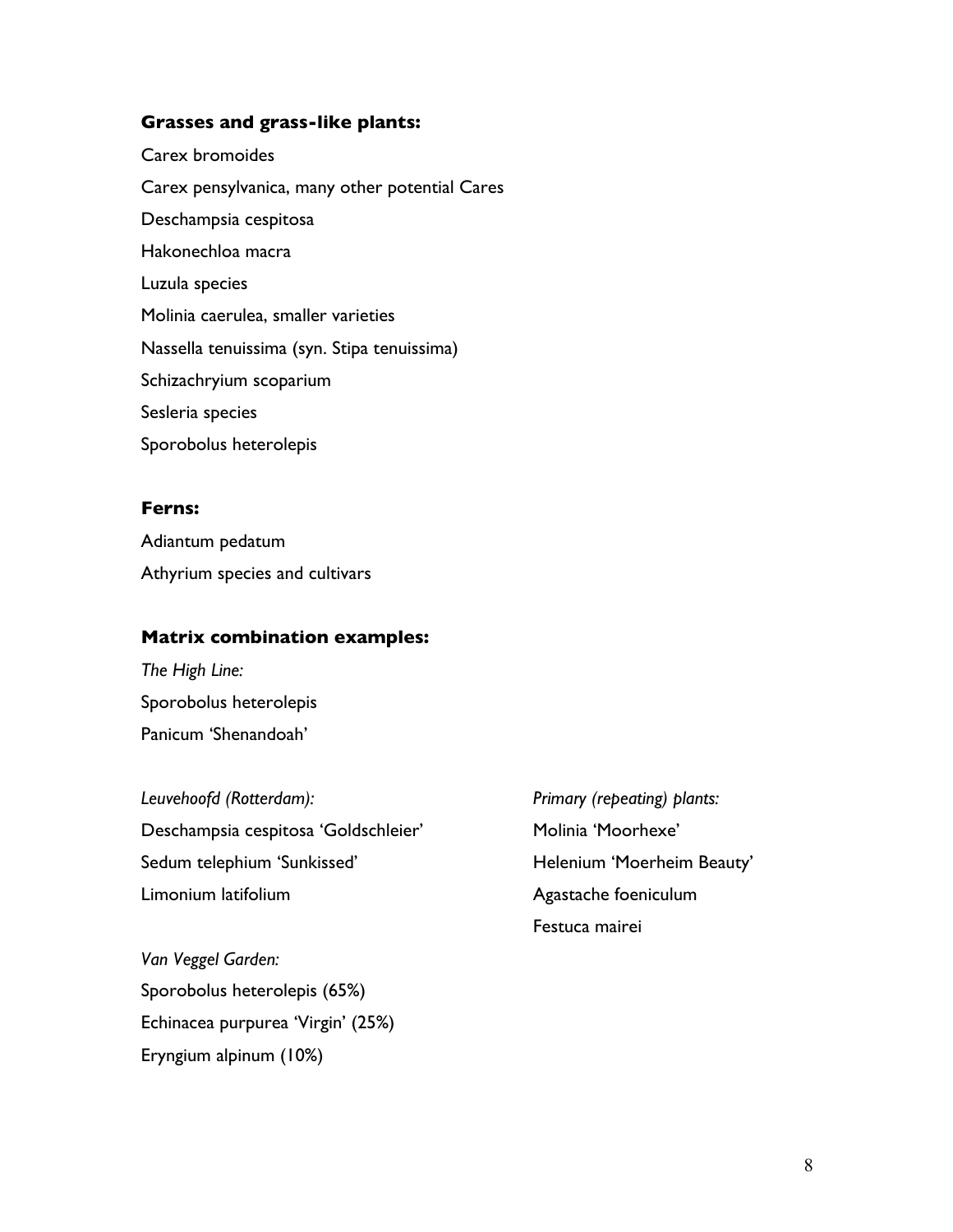### Grasses and grass-like plants:

Carex bromoides

Carex pensylvanica, many other potential Cares

Deschampsia cespitosa

Hakonechloa macra

Luzula species

Molinia caerulea, smaller varieties

Nassella tenuissima (syn. Stipa tenuissima)

Schizachryium scoparium

Sesleria species

Sporobolus heterolepis

### Ferns:

Adiantum pedatum

Athyrium species and cultivars

### Matrix combination examples:

*The High Line:*

Sporobolus heterolepis

Panicum 'Shenandoah'

*Leuvehoofd (Rotterdam):*

Deschampsia cespitosa 'Goldschleier'

Sedum telephium 'Sunkissed'

Limonium latifolium

*Primary (repeating) plants:*

Molinia 'Moorhexe'

Helenium 'Moerheim Beauty'

Agastache foeniculum

Festuca mairei

*Van Veggel Garden:*

Sporobolus heterolepis (65%)

Echinacea purpurea 'Virgin' (25%)

Eryngium alpinum (10%)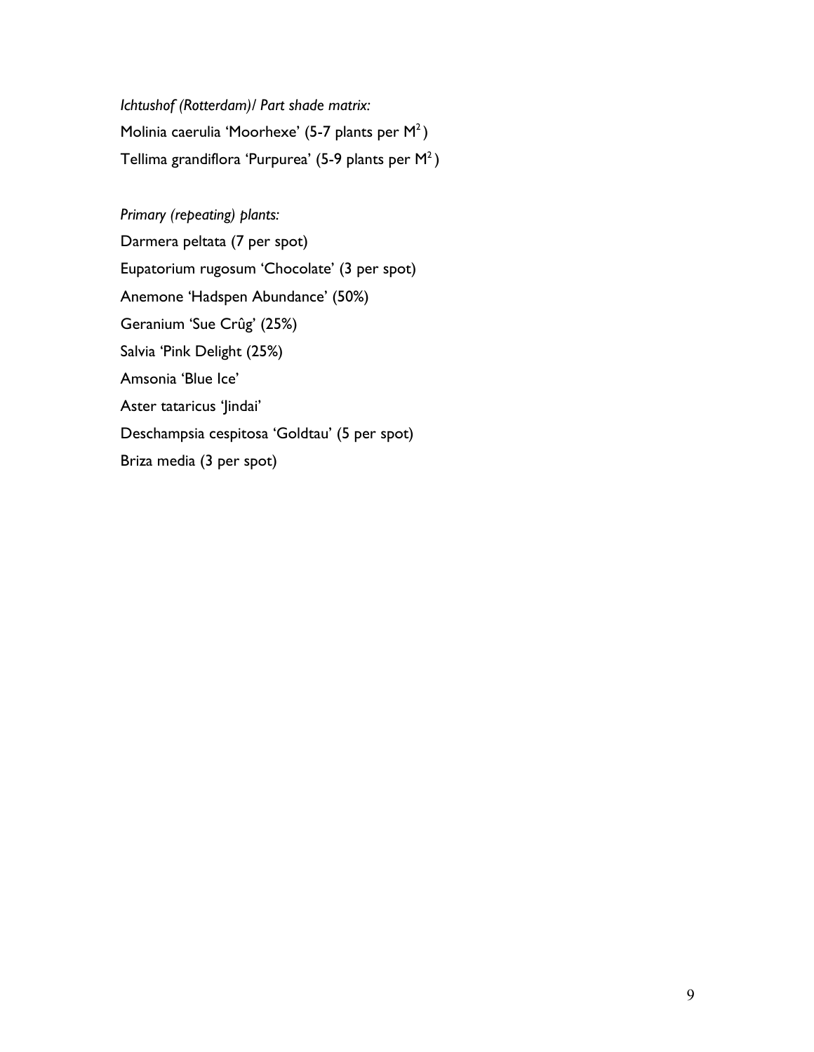*Ichtushof (Rotterdam)/ Part shade matrix:*

Molinia caerulia 'Moorhexe' (5-7 plants per $M^2$)

Tellima grandiflora 'Purpurea' (5-9 plants per $M^2$)

*Primary (repeating) plants:*

Darmera peltata (7 per spot)

Eupatorium rugosum 'Chocolate' (3 per spot)

Anemone 'Hadspen Abundance' (50%)

Geranium 'Sue Crûg' (25%)

Salvia 'Pink Delight (25%)

Amsonia 'Blue Ice'

Aster tataricus 'Jindai'

Deschampsia cespitosa 'Goldtau' (5 per spot)

Briza media (3 per spot)